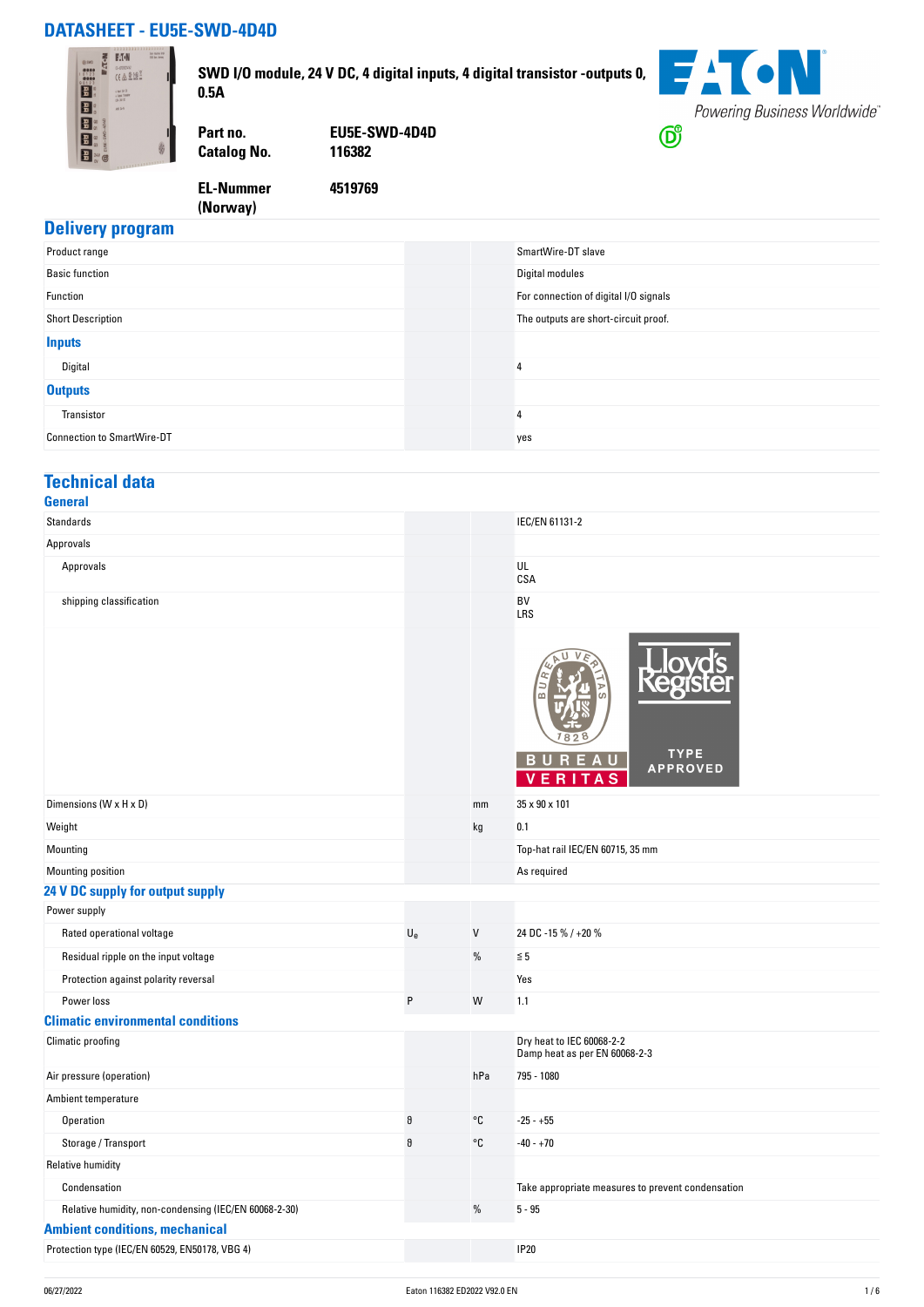# DATASHEET - EU5E-SWD-4D4D

**SWD I/O module, 24 V DC, 4 digital inputs, 4 digital transistor -outputs 0, 0.5A**

| | |
|---|---|
| **Part no.** | **EU5E-SWD-4D4D** |
| **Catalog No.** | **116382** |
| **EL-Nummer (Norway)** | **4519769** |

## Delivery program

| | | | |
|---|---|---|---|
| Product range | | | SmartWire-DT slave |
| Basic function | | | Digital modules |
| Function | | | For connection of digital I/O signals |
| Short Description | | | The outputs are short-circuit proof. |
| **Inputs** | | | |
| Digital | | | 4 |
| **Outputs** | | | |
| Transistor | | | 4 |
| Connection to SmartWire-DT | | | yes |

## Technical data

### General

| | | | |
|---|---|---|---|
| Standards | | | IEC/EN 61131-2 |
| Approvals | | | |
| Approvals | | | UL<br>CSA |
| shipping classification | | | BV<br>LRS |
| Dimensions (W x H x D) | | mm | 35 x 90 x 101 |
| Weight | | kg | 0.1 |
| Mounting | | | Top-hat rail IEC/EN 60715, 35 mm |
| Mounting position | | | As required |
| **24 V DC supply for output supply** | | | |
| Power supply | | | |
| Rated operational voltage | $U_e$ | V | 24 DC -15 % / +20 % |
| Residual ripple on the input voltage | | % | ≦ 5 |
| Protection against polarity reversal | | | Yes |
| Power loss | P | W | 1.1 |
| **Climatic environmental conditions** | | | |
| Climatic proofing | | | Dry heat to IEC 60068-2-2<br>Damp heat as per EN 60068-2-3 |
| Air pressure (operation) | | hPa | 795 - 1080 |
| Ambient temperature | | | |
| Operation | ϑ | °C | -25 - +55 |
| Storage / Transport | ϑ | °C | -40 - +70 |
| Relative humidity | | | |
| Condensation | | | Take appropriate measures to prevent condensation |
| Relative humidity, non-condensing (IEC/EN 60068-2-30) | | % | 5 - 95 |
| **Ambient conditions, mechanical** | | | |
| Protection type (IEC/EN 60529, EN50178, VBG 4) | | | IP20 |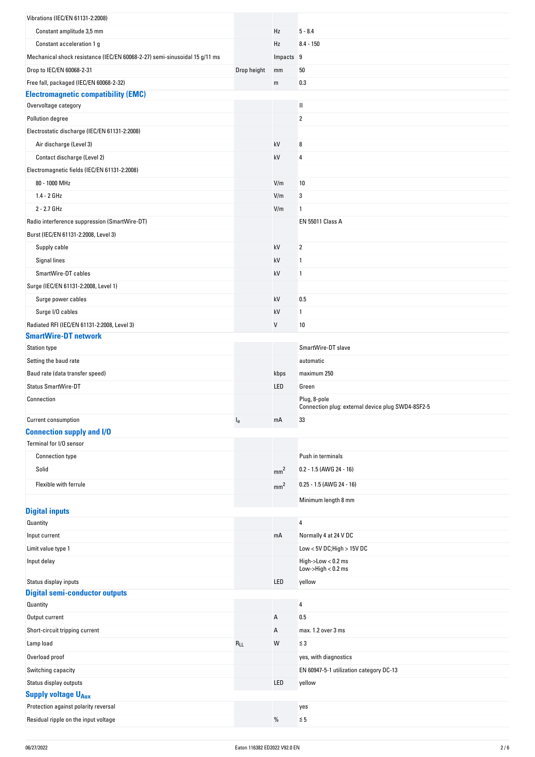| | | | |
|---|---|---|---|
| Vibrations (IEC/EN 61131-2:2008) | | | |
| Constant amplitude 3,5 mm | | Hz | 5 - 8.4 |
| Constant acceleration 1 g | | Hz | 8.4 - 150 |
| Mechanical shock resistance (IEC/EN 60068-2-27) semi-sinusoidal 15 g/11 ms | | Impacts | 9 |
| Drop to IEC/EN 60068-2-31 | Drop height | mm | 50 |
| Free fall, packaged (IEC/EN 60068-2-32) | | m | 0.3 |

## Electromagnetic compatibility (EMC)

| | | | |
|---|---|---|---|
| Overvoltage category | | | II |
| Pollution degree | | | 2 |
| Electrostatic discharge (IEC/EN 61131-2:2008) | | | |
| Air discharge (Level 3) | | kV | 8 |
| Contact discharge (Level 2) | | kV | 4 |
| Electromagnetic fields (IEC/EN 61131-2:2008) | | | |
| 80 - 1000 MHz | | V/m | 10 |
| 1.4 - 2 GHz | | V/m | 3 |
| 2 - 2.7 GHz | | V/m | 1 |
| Radio interference suppression (SmartWire-DT) | | | EN 55011 Class A |
| Burst (IEC/EN 61131-2:2008, Level 3) | | | |
| Supply cable | | kV | 2 |
| Signal lines | | kV | 1 |
| SmartWire-DT cables | | kV | 1 |
| Surge (IEC/EN 61131-2:2008, Level 1) | | | |
| Surge power cables | | kV | 0.5 |
| Surge I/O cables | | kV | 1 |
| Radiated RFI (IEC/EN 61131-2:2008, Level 3) | | V | 10 |

## SmartWire-DT network

| | | | |
|---|---|---|---|
| Station type | | | SmartWire-DT slave |
| Setting the baud rate | | | automatic |
| Baud rate (data transfer speed) | | kbps | maximum 250 |
| Status SmartWire-DT | | LED | Green |
| Connection | | | Plug, 8-pole<br>Connection plug: external device plug SWD4-8SF2-5 |
| Current consumption | $I_e$ | mA | 33 |

## Connection supply and I/O

| | | | |
|---|---|---|---|
| Terminal for I/O sensor | | | |
| Connection type | | | Push in terminals |
| Solid | | $mm^2$ | 0.2 - 1.5 (AWG 24 - 16) |
| Flexible with ferrule | | $mm^2$ | 0.25 - 1.5 (AWG 24 - 16) |
| | | | Minimum length 8 mm |

## Digital inputs

| | | | |
|---|---|---|---|
| Quantity | | | 4 |
| Input current | | mA | Normally 4 at 24 V DC |
| Limit value type 1 | | | Low < 5V DC;High > 15V DC |
| Input delay | | | High->Low < 0.2 ms<br>Low->High < 0.2 ms |
| Status display inputs | | LED | yellow |

## Digital semi-conductor outputs

| | | | |
|---|---|---|---|
| Quantity | | | 4 |
| Output current | | A | 0.5 |
| Short-circuit tripping current | | A | max. 1.2 over 3 ms |
| Lamp load | $R_{LL}$ | W | ≦ 3 |
| Overload proof | | | yes, with diagnostics |
| Switching capacity | | | EN 60947-5-1 utilization category DC-13 |
| Status display outputs | | LED | yellow |

## Supply voltage $U_{Aux}$

| | | | |
|---|---|---|---|
| Protection against polarity reversal | | | yes |
| Residual ripple on the input voltage | | % | ≦ 5 |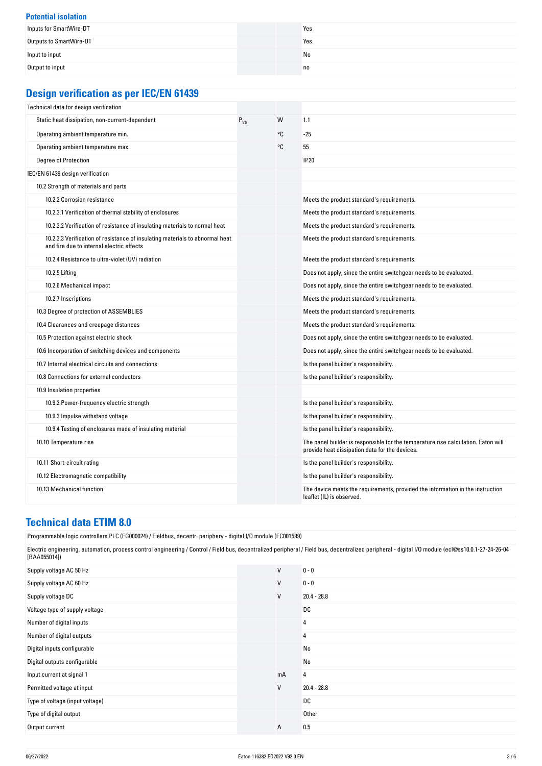### Potential isolation

| | | | |
|---|---|---|---|
| Inputs for SmartWire-DT | | | Yes |
| Outputs to SmartWire-DT | | | Yes |
| Input to input | | | No |
| Output to input | | | no |

## Design verification as per IEC/EN 61439

| | | | |
|---|---|---|---|
| Technical data for design verification | | | |
| Static heat dissipation, non-current-dependent | $P_{vs}$ | W | 1.1 |
| Operating ambient temperature min. | | °C | -25 |
| Operating ambient temperature max. | | °C | 55 |
| Degree of Protection | | | IP20 |
| IEC/EN 61439 design verification | | | |
| 10.2 Strength of materials and parts | | | |
| 10.2.2 Corrosion resistance | | | Meets the product standard's requirements. |
| 10.2.3.1 Verification of thermal stability of enclosures | | | Meets the product standard's requirements. |
| 10.2.3.2 Verification of resistance of insulating materials to normal heat | | | Meets the product standard's requirements. |
| 10.2.3.3 Verification of resistance of insulating materials to abnormal heat and fire due to internal electric effects | | | Meets the product standard's requirements. |
| 10.2.4 Resistance to ultra-violet (UV) radiation | | | Meets the product standard's requirements. |
| 10.2.5 Lifting | | | Does not apply, since the entire switchgear needs to be evaluated. |
| 10.2.6 Mechanical impact | | | Does not apply, since the entire switchgear needs to be evaluated. |
| 10.2.7 Inscriptions | | | Meets the product standard's requirements. |
| 10.3 Degree of protection of ASSEMBLIES | | | Meets the product standard's requirements. |
| 10.4 Clearances and creepage distances | | | Meets the product standard's requirements. |
| 10.5 Protection against electric shock | | | Does not apply, since the entire switchgear needs to be evaluated. |
| 10.6 Incorporation of switching devices and components | | | Does not apply, since the entire switchgear needs to be evaluated. |
| 10.7 Internal electrical circuits and connections | | | Is the panel builder's responsibility. |
| 10.8 Connections for external conductors | | | Is the panel builder's responsibility. |
| 10.9 Insulation properties | | | |
| 10.9.2 Power-frequency electric strength | | | Is the panel builder's responsibility. |
| 10.9.3 Impulse withstand voltage | | | Is the panel builder's responsibility. |
| 10.9.4 Testing of enclosures made of insulating material | | | Is the panel builder's responsibility. |
| 10.10 Temperature rise | | | The panel builder is responsible for the temperature rise calculation. Eaton will provide heat dissipation data for the devices. |
| 10.11 Short-circuit rating | | | Is the panel builder's responsibility. |
| 10.12 Electromagnetic compatibility | | | Is the panel builder's responsibility. |
| 10.13 Mechanical function | | | The device meets the requirements, provided the information in the instruction leaflet (IL) is observed. |

## Technical data ETIM 8.0

Programmable logic controllers PLC (EG000024) / Fieldbus, decentr. periphery - digital I/O module (EC001599)

Electric engineering, automation, process control engineering / Control / Field bus, decentralized peripheral / Field bus, decentralized peripheral - digital I/O module (ecl@ss10.0.1-27-24-26-04 [BAA055014])

| | | | |
|---|---|---|---|
| Supply voltage AC 50 Hz | | V | 0 - 0 |
| Supply voltage AC 60 Hz | | V | 0 - 0 |
| Supply voltage DC | | V | 20.4 - 28.8 |
| Voltage type of supply voltage | | | DC |
| Number of digital inputs | | | 4 |
| Number of digital outputs | | | 4 |
| Digital inputs configurable | | | No |
| Digital outputs configurable | | | No |
| Input current at signal 1 | | mA | 4 |
| Permitted voltage at input | | V | 20.4 - 28.8 |
| Type of voltage (input voltage) | | | DC |
| Type of digital output | | | Other |
| Output current | | A | 0.5 |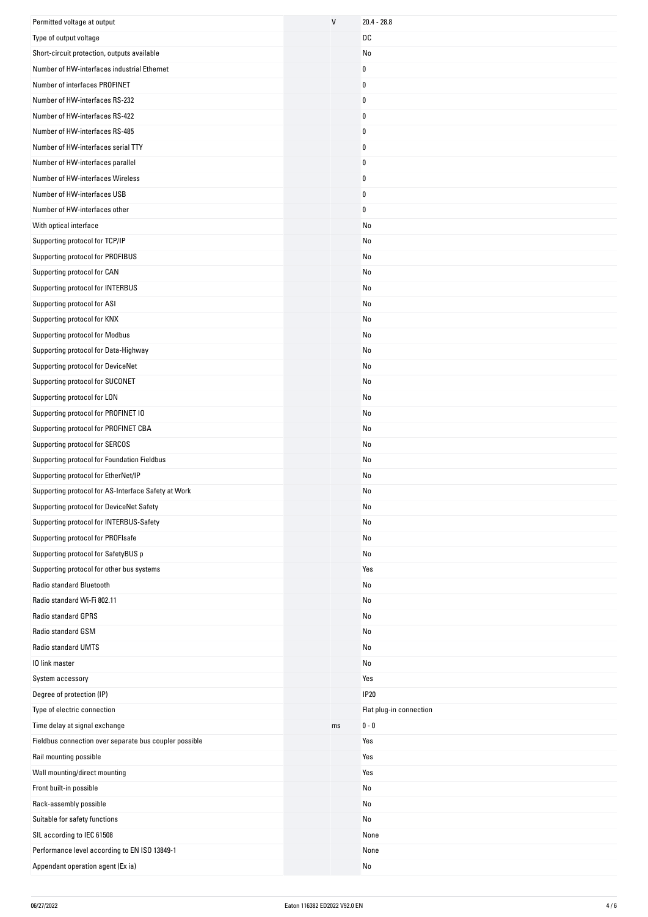| | | |
|---|---|---|
| Permitted voltage at output | V | 20.4 - 28.8 |
| Type of output voltage | | DC |
| Short-circuit protection, outputs available | | No |
| Number of HW-interfaces industrial Ethernet | | 0 |
| Number of interfaces PROFINET | | 0 |
| Number of HW-interfaces RS-232 | | 0 |
| Number of HW-interfaces RS-422 | | 0 |
| Number of HW-interfaces RS-485 | | 0 |
| Number of HW-interfaces serial TTY | | 0 |
| Number of HW-interfaces parallel | | 0 |
| Number of HW-interfaces Wireless | | 0 |
| Number of HW-interfaces USB | | 0 |
| Number of HW-interfaces other | | 0 |
| With optical interface | | No |
| Supporting protocol for TCP/IP | | No |
| Supporting protocol for PROFIBUS | | No |
| Supporting protocol for CAN | | No |
| Supporting protocol for INTERBUS | | No |
| Supporting protocol for ASI | | No |
| Supporting protocol for KNX | | No |
| Supporting protocol for Modbus | | No |
| Supporting protocol for Data-Highway | | No |
| Supporting protocol for DeviceNet | | No |
| Supporting protocol for SUCONET | | No |
| Supporting protocol for LON | | No |
| Supporting protocol for PROFINET IO | | No |
| Supporting protocol for PROFINET CBA | | No |
| Supporting protocol for SERCOS | | No |
| Supporting protocol for Foundation Fieldbus | | No |
| Supporting protocol for EtherNet/IP | | No |
| Supporting protocol for AS-Interface Safety at Work | | No |
| Supporting protocol for DeviceNet Safety | | No |
| Supporting protocol for INTERBUS-Safety | | No |
| Supporting protocol for PROFIsafe | | No |
| Supporting protocol for SafetyBUS p | | No |
| Supporting protocol for other bus systems | | Yes |
| Radio standard Bluetooth | | No |
| Radio standard Wi-Fi 802.11 | | No |
| Radio standard GPRS | | No |
| Radio standard GSM | | No |
| Radio standard UMTS | | No |
| IO link master | | No |
| System accessory | | Yes |
| Degree of protection (IP) | | IP20 |
| Type of electric connection | | Flat plug-in connection |
| Time delay at signal exchange | ms | 0 - 0 |
| Fieldbus connection over separate bus coupler possible | | Yes |
| Rail mounting possible | | Yes |
| Wall mounting/direct mounting | | Yes |
| Front built-in possible | | No |
| Rack-assembly possible | | No |
| Suitable for safety functions | | No |
| SIL according to IEC 61508 | | None |
| Performance level according to EN ISO 13849-1 | | None |
| Appendant operation agent (Ex ia) | | No |

06/27/2022 Eaton 116382 ED2022 V92.0 EN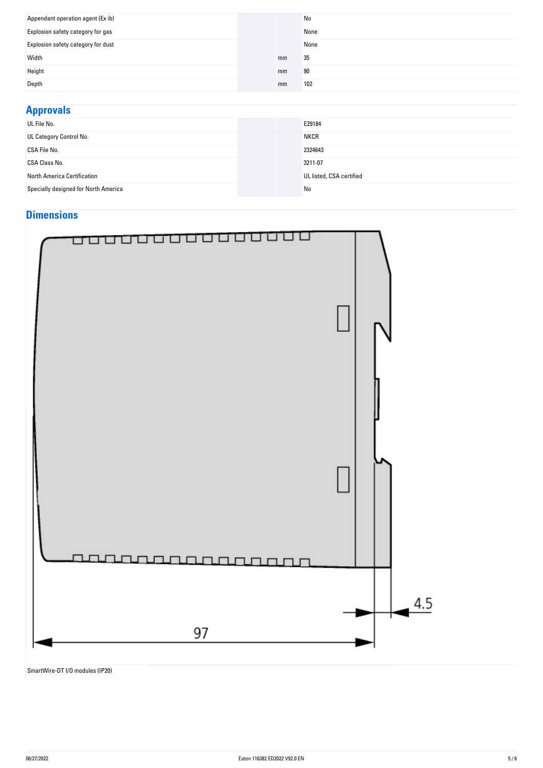| | | |
|---|---|---|
| Appendant operation agent (Ex ib) | | No |
| Explosion safety category for gas | | None |
| Explosion safety category for dust | | None |
| Width | mm | 35 |
| Height | mm | 90 |
| Depth | mm | 102 |

## Approvals

| | | |
|---|---|---|
| UL File No. | | E29184 |
| UL Category Control No. | | NKCR |
| CSA File No. | | 2324643 |
| CSA Class No. | | 3211-07 |
| North America Certification | | UL listed, CSA certified |
| Specially designed for North America | | No |

## Dimensions

97

4.5

SmartWire-DT I/O modules (IP20)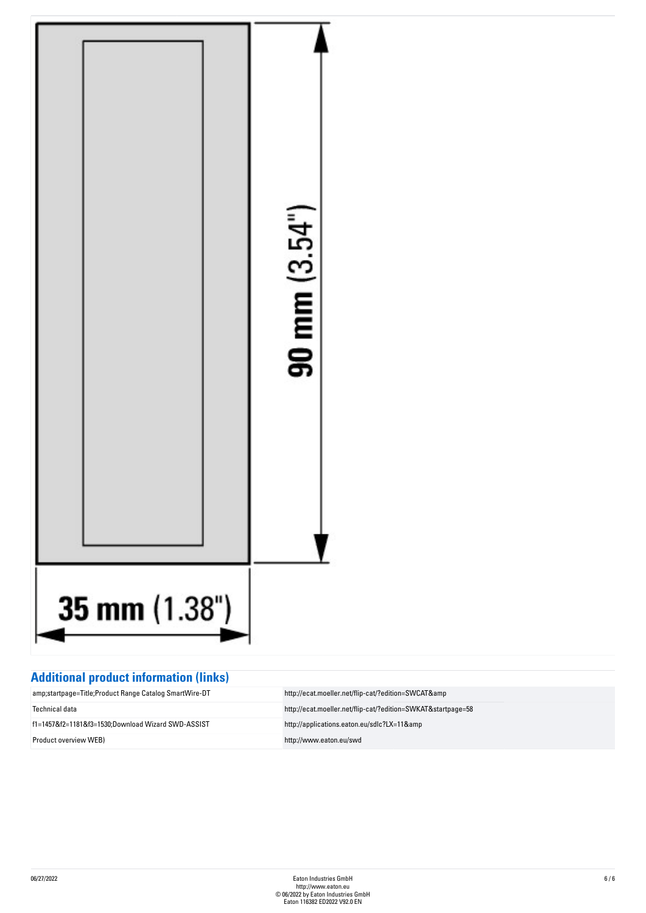90 mm (3.54")

35 mm (1.38")

## Additional product information (links)

| | |
|---|---|
| amp;startpage=Title;Product Range Catalog SmartWire-DT | http://ecat.moeller.net/flip-cat/?edition=SWCAT&amp |
| Technical data | http://ecat.moeller.net/flip-cat/?edition=SWKAT&startpage=58 |
| f1=1457&f2=1181&f3=1530;Download Wizard SWD-ASSIST | http://applications.eaton.eu/sdlc?LX=11&amp |
| Product overview WEB) | http://www.eaton.eu/swd |